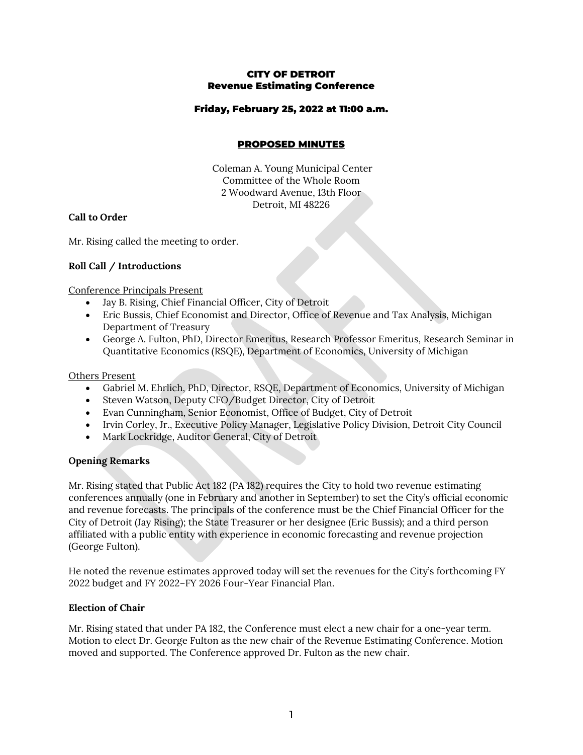**CITY OF DETROIT**
**Revenue Estimating Conference**

**Friday, February 25, 2022 at 11:00 a.m.**

**PROPOSED MINUTES**

Coleman A. Young Municipal Center
Committee of the Whole Room
2 Woodward Avenue, 13th Floor
Detroit, MI 48226

**Call to Order**

Mr. Rising called the meeting to order.

**Roll Call / Introductions**

Conference Principals Present

- Jay B. Rising, Chief Financial Officer, City of Detroit
- Eric Bussis, Chief Economist and Director, Office of Revenue and Tax Analysis, Michigan Department of Treasury
- George A. Fulton, PhD, Director Emeritus, Research Professor Emeritus, Research Seminar in Quantitative Economics (RSQE), Department of Economics, University of Michigan

Others Present

- Gabriel M. Ehrlich, PhD, Director, RSQE, Department of Economics, University of Michigan
- Steven Watson, Deputy CFO/Budget Director, City of Detroit
- Evan Cunningham, Senior Economist, Office of Budget, City of Detroit
- Irvin Corley, Jr., Executive Policy Manager, Legislative Policy Division, Detroit City Council
- Mark Lockridge, Auditor General, City of Detroit

**Opening Remarks**

Mr. Rising stated that Public Act 182 (PA 182) requires the City to hold two revenue estimating conferences annually (one in February and another in September) to set the City's official economic and revenue forecasts. The principals of the conference must be the Chief Financial Officer for the City of Detroit (Jay Rising); the State Treasurer or her designee (Eric Bussis); and a third person affiliated with a public entity with experience in economic forecasting and revenue projection (George Fulton).

He noted the revenue estimates approved today will set the revenues for the City's forthcoming FY 2022 budget and FY 2022–FY 2026 Four-Year Financial Plan.

**Election of Chair**

Mr. Rising stated that under PA 182, the Conference must elect a new chair for a one-year term. Motion to elect Dr. George Fulton as the new chair of the Revenue Estimating Conference. Motion moved and supported. The Conference approved Dr. Fulton as the new chair.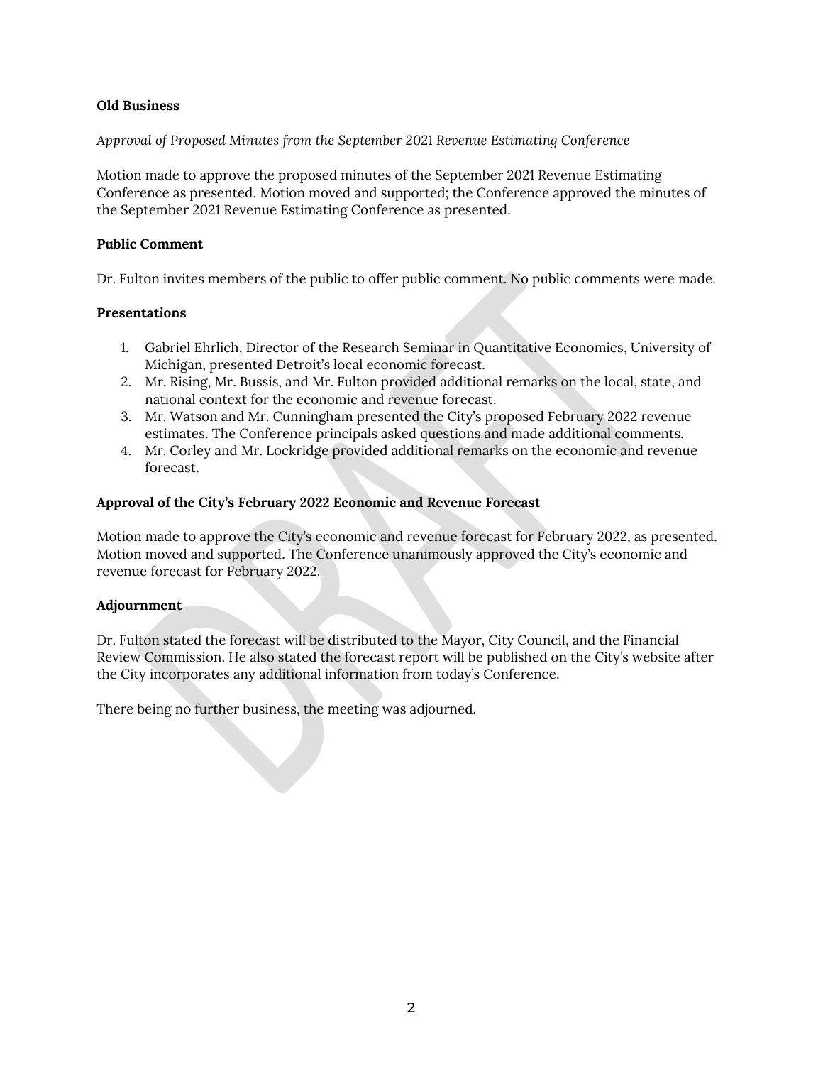**Old Business**

*Approval of Proposed Minutes from the September 2021 Revenue Estimating Conference*

Motion made to approve the proposed minutes of the September 2021 Revenue Estimating Conference as presented. Motion moved and supported; the Conference approved the minutes of the September 2021 Revenue Estimating Conference as presented.

**Public Comment**

Dr. Fulton invites members of the public to offer public comment. No public comments were made.

**Presentations**

1. Gabriel Ehrlich, Director of the Research Seminar in Quantitative Economics, University of Michigan, presented Detroit's local economic forecast.
2. Mr. Rising, Mr. Bussis, and Mr. Fulton provided additional remarks on the local, state, and national context for the economic and revenue forecast.
3. Mr. Watson and Mr. Cunningham presented the City's proposed February 2022 revenue estimates. The Conference principals asked questions and made additional comments.
4. Mr. Corley and Mr. Lockridge provided additional remarks on the economic and revenue forecast.

**Approval of the City's February 2022 Economic and Revenue Forecast**

Motion made to approve the City's economic and revenue forecast for February 2022, as presented. Motion moved and supported. The Conference unanimously approved the City's economic and revenue forecast for February 2022.

**Adjournment**

Dr. Fulton stated the forecast will be distributed to the Mayor, City Council, and the Financial Review Commission. He also stated the forecast report will be published on the City's website after the City incorporates any additional information from today's Conference.

There being no further business, the meeting was adjourned.